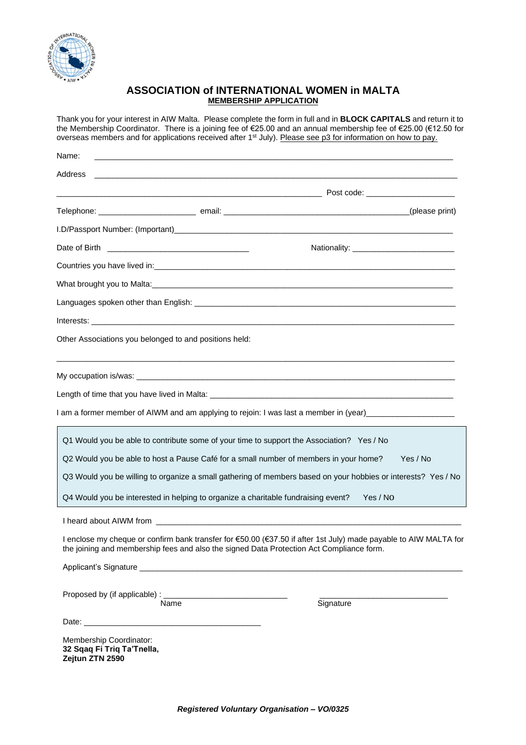# ASSOCIATION of INTERNATIONAL WOMEN in MALTA

**MEMBERSHIP APPLICATION**

Thank you for your interest in AIW Malta. Please complete the form in full and in **BLOCK CAPITALS** and return it to the Membership Coordinator. There is a joining fee of €25.00 and an annual membership fee of €25.00 (€12.50 for overseas members and for applications received after 1st July). Please see p3 for information on how to pay.

Name: ______________________________________________________________________________

Address ______________________________________________________________________________

_____________________________________________________________ Post code: ____________________

Telephone: ______________________ email: ________________________________________(please print)

I.D/Passport Number: (Important)___________________________________________________________

Date of Birth ________________________________ Nationality: ________________________

Countries you have lived in:_______________________________________________________________

What brought you to Malta:_______________________________________________________________

Languages spoken other than English: ______________________________________________________

Interests: ______________________________________________________________________________

Other Associations you belonged to and positions held:

______________________________________________________________________________________

My occupation is/was: ___________________________________________________________________

Length of time that you have lived in Malta: __________________________________________________

I am a former member of AIWM and am applying to rejoin: I was last a member in (year)____________________

Q1 Would you be able to contribute some of your time to support the Association? Yes / No

Q2 Would you be able to host a Pause Café for a small number of members in your home? Yes / No

Q3 Would you be willing to organize a small gathering of members based on your hobbies or interests? Yes / No

Q4 Would you be interested in helping to organize a charitable fundraising event? Yes / No

I heard about AIWM from ________________________________________________________________

I enclose my cheque or confirm bank transfer for €50.00 (€37.50 if after 1st July) made payable to AIW MALTA for the joining and membership fees and also the signed Data Protection Act Compliance form.

Applicant's Signature ____________________________________________________________________

Proposed by (if applicable) : ____________________________ ____________________________

Name Signature

Date: ________________________________________

Membership Coordinator:
**32 Sqaq Fi Triq Ta'Tnella,**
**Zejtun ZTN 2590**

***Registered Voluntary Organisation – VO/0325***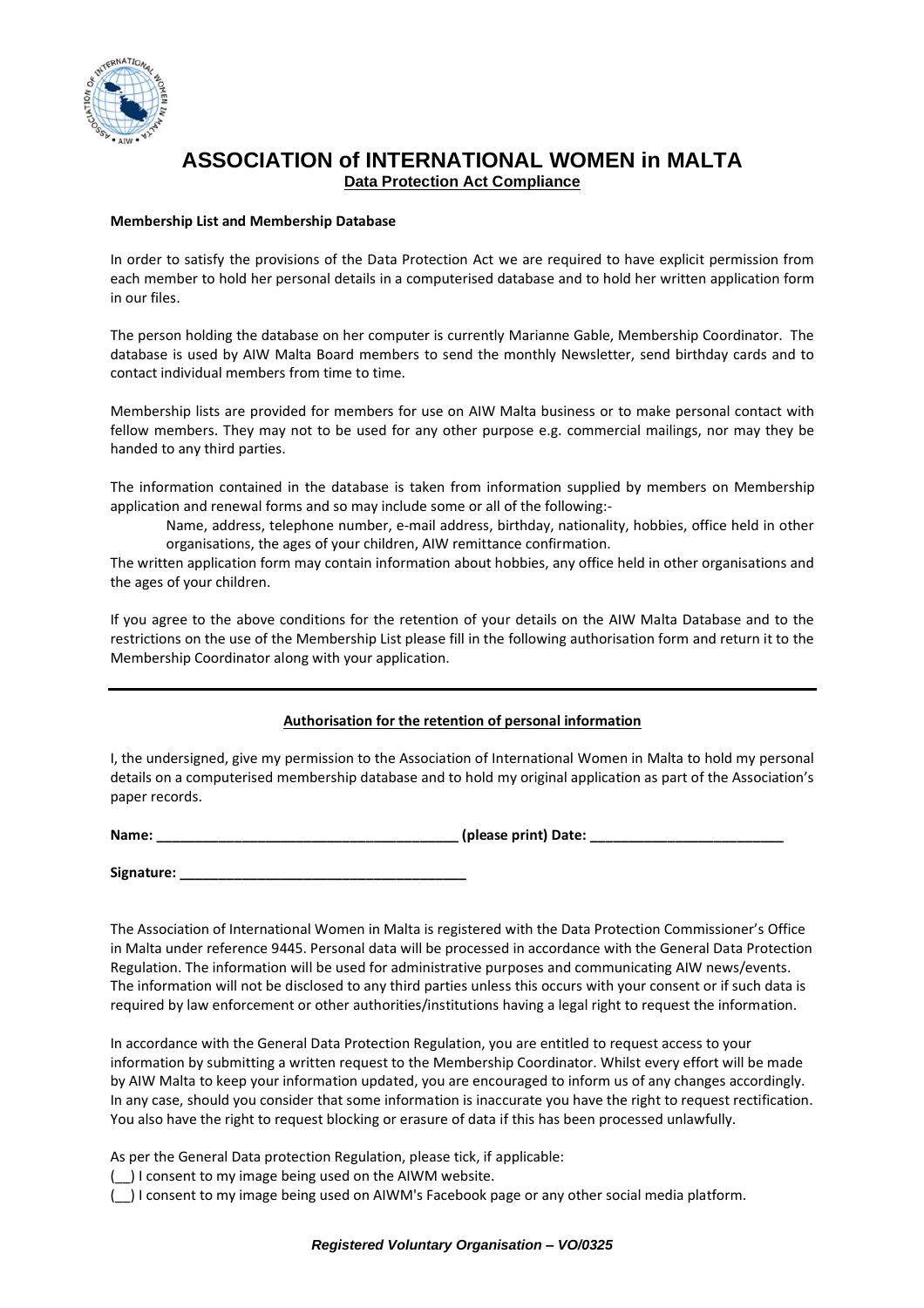# ASSOCIATION of INTERNATIONAL WOMEN in MALTA

## Data Protection Act Compliance

**Membership List and Membership Database**

In order to satisfy the provisions of the Data Protection Act we are required to have explicit permission from each member to hold her personal details in a computerised database and to hold her written application form in our files.

The person holding the database on her computer is currently Marianne Gable, Membership Coordinator. The database is used by AIW Malta Board members to send the monthly Newsletter, send birthday cards and to contact individual members from time to time.

Membership lists are provided for members for use on AIW Malta business or to make personal contact with fellow members. They may not to be used for any other purpose e.g. commercial mailings, nor may they be handed to any third parties.

The information contained in the database is taken from information supplied by members on Membership application and renewal forms and so may include some or all of the following:-

> Name, address, telephone number, e-mail address, birthday, nationality, hobbies, office held in other organisations, the ages of your children, AIW remittance confirmation.

The written application form may contain information about hobbies, any office held in other organisations and the ages of your children.

If you agree to the above conditions for the retention of your details on the AIW Malta Database and to the restrictions on the use of the Membership List please fill in the following authorisation form and return it to the Membership Coordinator along with your application.

---

**Authorisation for the retention of personal information**

I, the undersigned, give my permission to the Association of International Women in Malta to hold my personal details on a computerised membership database and to hold my original application as part of the Association's paper records.

**Name: ______________________________________ (please print) Date: ________________________**

**Signature: _____________________________________**

The Association of International Women in Malta is registered with the Data Protection Commissioner's Office in Malta under reference 9445. Personal data will be processed in accordance with the General Data Protection Regulation. The information will be used for administrative purposes and communicating AIW news/events. The information will not be disclosed to any third parties unless this occurs with your consent or if such data is required by law enforcement or other authorities/institutions having a legal right to request the information.

In accordance with the General Data Protection Regulation, you are entitled to request access to your information by submitting a written request to the Membership Coordinator. Whilst every effort will be made by AIW Malta to keep your information updated, you are encouraged to inform us of any changes accordingly. In any case, should you consider that some information is inaccurate you have the right to request rectification. You also have the right to request blocking or erasure of data if this has been processed unlawfully.

As per the General Data protection Regulation, please tick, if applicable:

(__) I consent to my image being used on the AIWM website.

(__) I consent to my image being used on AIWM's Facebook page or any other social media platform.

***Registered Voluntary Organisation – VO/0325***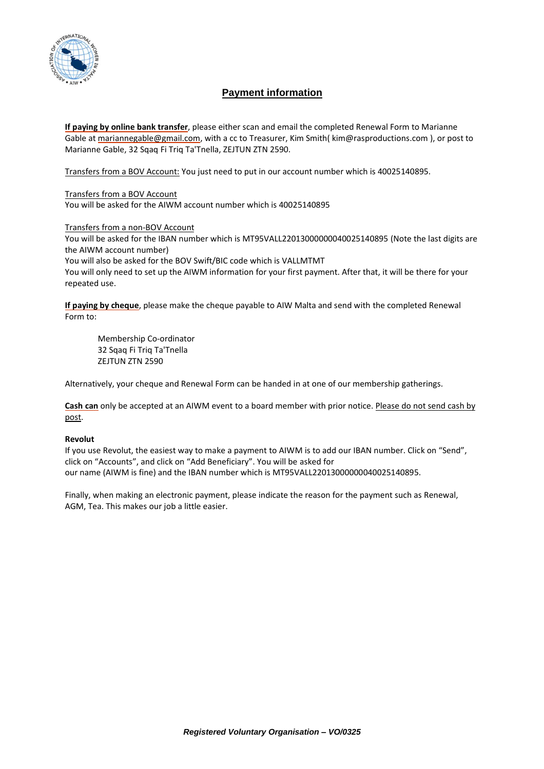## Payment information

**If paying by online bank transfer**, please either scan and email the completed Renewal Form to Marianne Gable at mariannegable@gmail.com, with a cc to Treasurer, Kim Smith( kim@rasproductions.com ), or post to Marianne Gable, 32 Sqaq Fi Triq Ta'Tnella, ZEJTUN ZTN 2590.

Transfers from a BOV Account: You just need to put in our account number which is 40025140895.

Transfers from a BOV Account
You will be asked for the AIWM account number which is 40025140895

Transfers from a non-BOV Account
You will be asked for the IBAN number which is MT95VALL22013000000040025140895 (Note the last digits are the AIWM account number)
You will also be asked for the BOV Swift/BIC code which is VALLMTMT
You will only need to set up the AIWM information for your first payment. After that, it will be there for your repeated use.

**If paying by cheque**, please make the cheque payable to AIW Malta and send with the completed Renewal Form to:

> Membership Co-ordinator
> 32 Sqaq Fi Triq Ta'Tnella
> ZEJTUN ZTN 2590

Alternatively, your cheque and Renewal Form can be handed in at one of our membership gatherings.

**Cash can** only be accepted at an AIWM event to a board member with prior notice. Please do not send cash by post.

**Revolut**

If you use Revolut, the easiest way to make a payment to AIWM is to add our IBAN number. Click on "Send", click on "Accounts", and click on "Add Beneficiary". You will be asked for our name (AIWM is fine) and the IBAN number which is MT95VALL22013000000040025140895.

Finally, when making an electronic payment, please indicate the reason for the payment such as Renewal, AGM, Tea. This makes our job a little easier.

***Registered Voluntary Organisation – VO/0325***